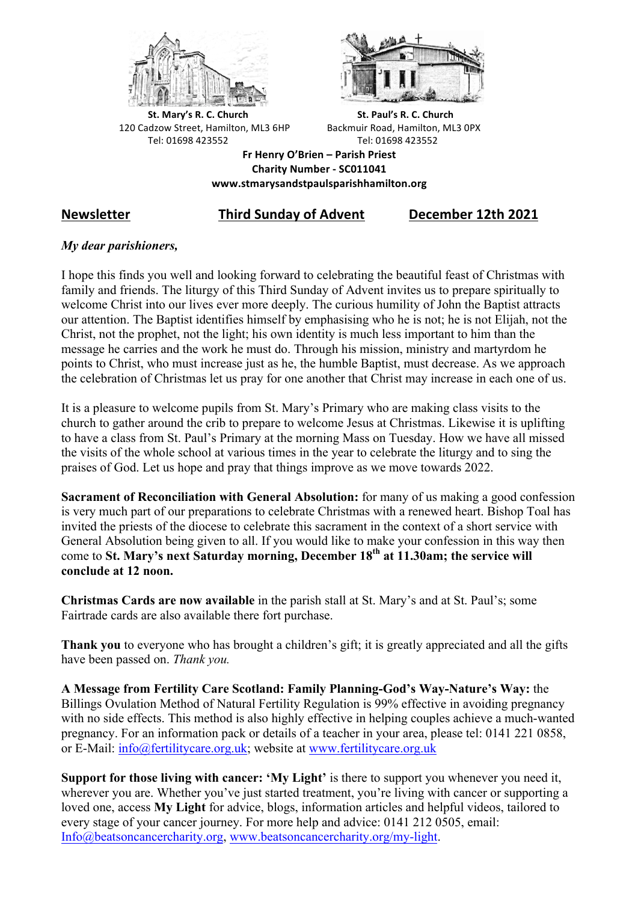**St. Mary's R. C. Church**
120 Cadzow Street, Hamilton, ML3 6HP
Tel: 01698 423552

**St. Paul's R. C. Church**
Backmuir Road, Hamilton, ML3 0PX
Tel: 01698 423552

**Fr Henry O'Brien – Parish Priest**
**Charity Number - SC011041**
**www.stmarysandstpaulsparishhamilton.org**

## Newsletter — Third Sunday of Advent — December 12th 2021

*My dear parishioners,*

I hope this finds you well and looking forward to celebrating the beautiful feast of Christmas with family and friends. The liturgy of this Third Sunday of Advent invites us to prepare spiritually to welcome Christ into our lives ever more deeply. The curious humility of John the Baptist attracts our attention. The Baptist identifies himself by emphasising who he is not; he is not Elijah, not the Christ, not the prophet, not the light; his own identity is much less important to him than the message he carries and the work he must do. Through his mission, ministry and martyrdom he points to Christ, who must increase just as he, the humble Baptist, must decrease. As we approach the celebration of Christmas let us pray for one another that Christ may increase in each one of us.

It is a pleasure to welcome pupils from St. Mary's Primary who are making class visits to the church to gather around the crib to prepare to welcome Jesus at Christmas. Likewise it is uplifting to have a class from St. Paul's Primary at the morning Mass on Tuesday. How we have all missed the visits of the whole school at various times in the year to celebrate the liturgy and to sing the praises of God. Let us hope and pray that things improve as we move towards 2022.

**Sacrament of Reconciliation with General Absolution:** for many of us making a good confession is very much part of our preparations to celebrate Christmas with a renewed heart. Bishop Toal has invited the priests of the diocese to celebrate this sacrament in the context of a short service with General Absolution being given to all. If you would like to make your confession in this way then come to **St. Mary's next Saturday morning, December 18th at 11.30am; the service will conclude at 12 noon.**

**Christmas Cards are now available** in the parish stall at St. Mary's and at St. Paul's; some Fairtrade cards are also available there fort purchase.

**Thank you** to everyone who has brought a children's gift; it is greatly appreciated and all the gifts have been passed on. *Thank you.*

**A Message from Fertility Care Scotland: Family Planning-God's Way-Nature's Way:** the Billings Ovulation Method of Natural Fertility Regulation is 99% effective in avoiding pregnancy with no side effects. This method is also highly effective in helping couples achieve a much-wanted pregnancy. For an information pack or details of a teacher in your area, please tel: 0141 221 0858, or E-Mail: info@fertilitycare.org.uk; website at www.fertilitycare.org.uk

**Support for those living with cancer: 'My Light'** is there to support you whenever you need it, wherever you are. Whether you've just started treatment, you're living with cancer or supporting a loved one, access **My Light** for advice, blogs, information articles and helpful videos, tailored to every stage of your cancer journey. For more help and advice: 0141 212 0505, email: Info@beatsoncancercharity.org, www.beatsoncancercharity.org/my-light.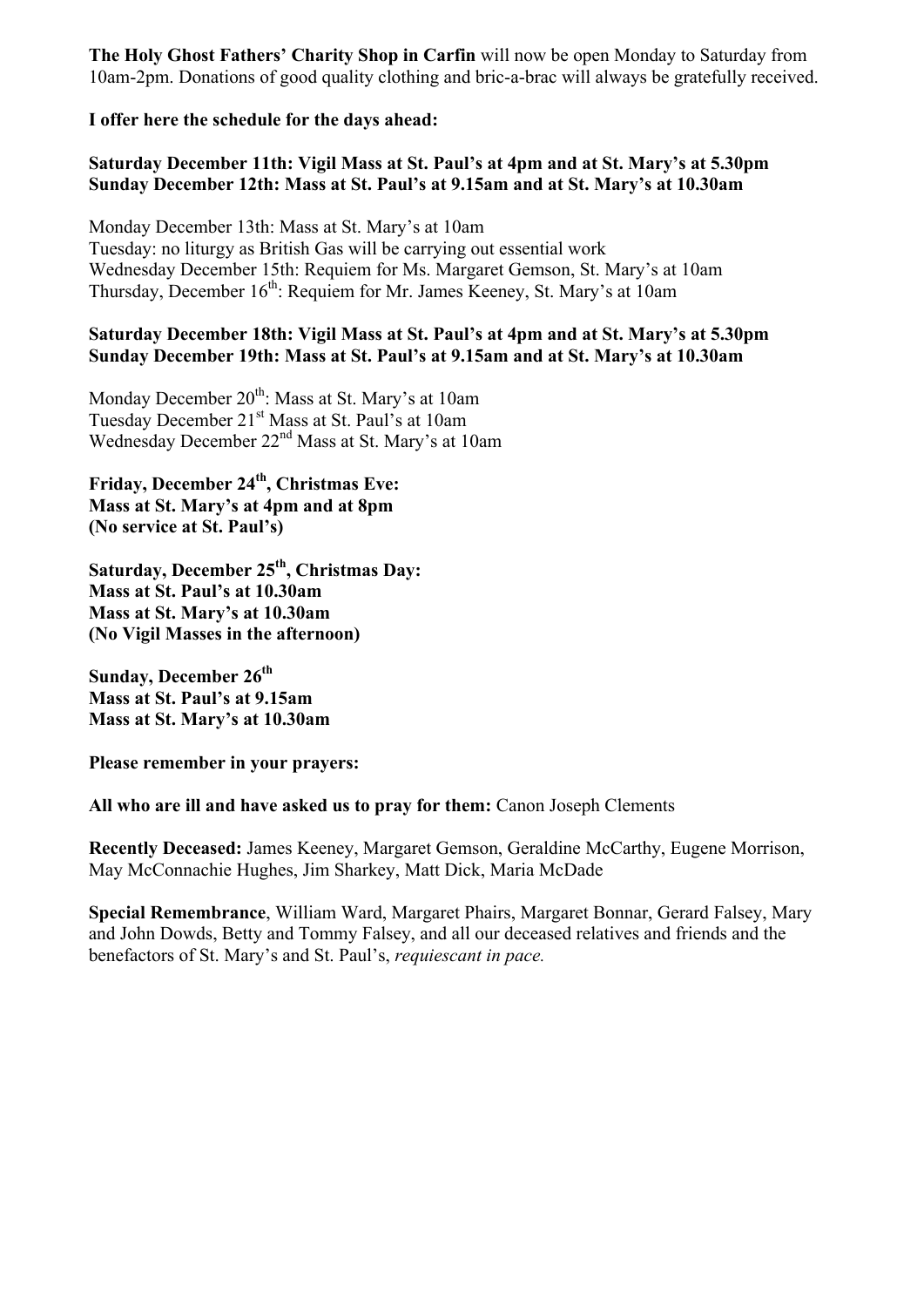**The Holy Ghost Fathers' Charity Shop in Carfin** will now be open Monday to Saturday from 10am-2pm. Donations of good quality clothing and bric-a-brac will always be gratefully received.

**I offer here the schedule for the days ahead:**

**Saturday December 11th: Vigil Mass at St. Paul's at 4pm and at St. Mary's at 5.30pm**
**Sunday December 12th: Mass at St. Paul's at 9.15am and at St. Mary's at 10.30am**

Monday December 13th: Mass at St. Mary's at 10am
Tuesday: no liturgy as British Gas will be carrying out essential work
Wednesday December 15th: Requiem for Ms. Margaret Gemson, St. Mary's at 10am
Thursday, December 16th: Requiem for Mr. James Keeney, St. Mary's at 10am

**Saturday December 18th: Vigil Mass at St. Paul's at 4pm and at St. Mary's at 5.30pm**
**Sunday December 19th: Mass at St. Paul's at 9.15am and at St. Mary's at 10.30am**

Monday December 20th: Mass at St. Mary's at 10am
Tuesday December 21st Mass at St. Paul's at 10am
Wednesday December 22nd Mass at St. Mary's at 10am

**Friday, December 24th, Christmas Eve:**
**Mass at St. Mary's at 4pm and at 8pm**
**(No service at St. Paul's)**

**Saturday, December 25th, Christmas Day:**
**Mass at St. Paul's at 10.30am**
**Mass at St. Mary's at 10.30am**
**(No Vigil Masses in the afternoon)**

**Sunday, December 26th**
**Mass at St. Paul's at 9.15am**
**Mass at St. Mary's at 10.30am**

**Please remember in your prayers:**

**All who are ill and have asked us to pray for them:** Canon Joseph Clements

**Recently Deceased:** James Keeney, Margaret Gemson, Geraldine McCarthy, Eugene Morrison, May McConnachie Hughes, Jim Sharkey, Matt Dick, Maria McDade

**Special Remembrance**, William Ward, Margaret Phairs, Margaret Bonnar, Gerard Falsey, Mary and John Dowds, Betty and Tommy Falsey, and all our deceased relatives and friends and the benefactors of St. Mary's and St. Paul's, *requiescant in pace.*